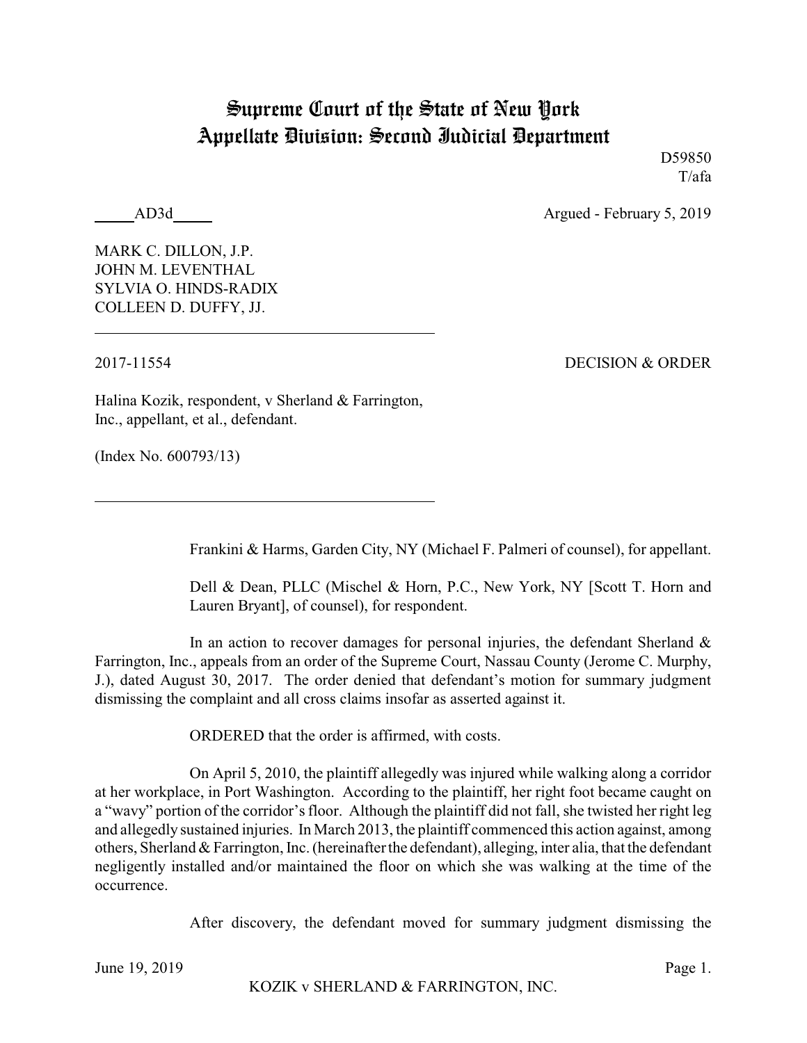# Supreme Court of the State of New York
# Appellate Division: Second Judicial Department

D59850
T/afa

_____AD3d_____ Argued - February 5, 2019

MARK C. DILLON, J.P.
JOHN M. LEVENTHAL
SYLVIA O. HINDS-RADIX
COLLEEN D. DUFFY, JJ.

---

2017-11554 DECISION & ORDER

Halina Kozik, respondent, v Sherland & Farrington, Inc., appellant, et al., defendant.

(Index No. 600793/13)

---

Frankini & Harms, Garden City, NY (Michael F. Palmeri of counsel), for appellant.

Dell & Dean, PLLC (Mischel & Horn, P.C., New York, NY [Scott T. Horn and Lauren Bryant], of counsel), for respondent.

In an action to recover damages for personal injuries, the defendant Sherland & Farrington, Inc., appeals from an order of the Supreme Court, Nassau County (Jerome C. Murphy, J.), dated August 30, 2017. The order denied that defendant's motion for summary judgment dismissing the complaint and all cross claims insofar as asserted against it.

ORDERED that the order is affirmed, with costs.

On April 5, 2010, the plaintiff allegedly was injured while walking along a corridor at her workplace, in Port Washington. According to the plaintiff, her right foot became caught on a "wavy" portion of the corridor's floor. Although the plaintiff did not fall, she twisted her right leg and allegedly sustained injuries. In March 2013, the plaintiff commenced this action against, among others, Sherland & Farrington, Inc. (hereinafter the defendant), alleging, inter alia, that the defendant negligently installed and/or maintained the floor on which she was walking at the time of the occurrence.

After discovery, the defendant moved for summary judgment dismissing the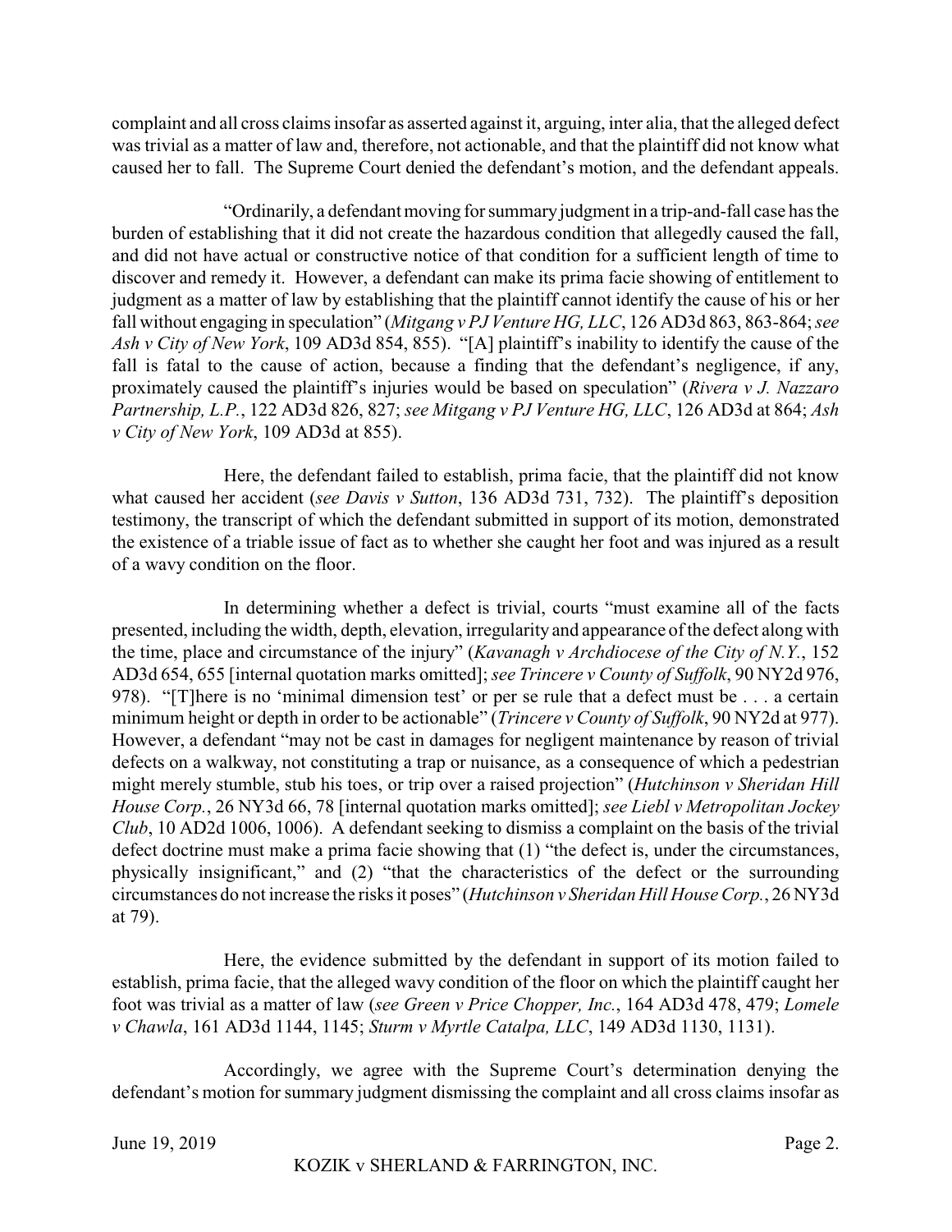complaint and all cross claims insofar as asserted against it, arguing, inter alia, that the alleged defect was trivial as a matter of law and, therefore, not actionable, and that the plaintiff did not know what caused her to fall. The Supreme Court denied the defendant's motion, and the defendant appeals.

"Ordinarily, a defendant moving for summary judgment in a trip-and-fall case has the burden of establishing that it did not create the hazardous condition that allegedly caused the fall, and did not have actual or constructive notice of that condition for a sufficient length of time to discover and remedy it. However, a defendant can make its prima facie showing of entitlement to judgment as a matter of law by establishing that the plaintiff cannot identify the cause of his or her fall without engaging in speculation" (*Mitgang v PJ Venture HG, LLC*, 126 AD3d 863, 863-864; *see Ash v City of New York*, 109 AD3d 854, 855). "[A] plaintiff's inability to identify the cause of the fall is fatal to the cause of action, because a finding that the defendant's negligence, if any, proximately caused the plaintiff's injuries would be based on speculation" (*Rivera v J. Nazzaro Partnership, L.P.*, 122 AD3d 826, 827; *see Mitgang v PJ Venture HG, LLC*, 126 AD3d at 864; *Ash v City of New York*, 109 AD3d at 855).

Here, the defendant failed to establish, prima facie, that the plaintiff did not know what caused her accident (*see Davis v Sutton*, 136 AD3d 731, 732). The plaintiff's deposition testimony, the transcript of which the defendant submitted in support of its motion, demonstrated the existence of a triable issue of fact as to whether she caught her foot and was injured as a result of a wavy condition on the floor.

In determining whether a defect is trivial, courts "must examine all of the facts presented, including the width, depth, elevation, irregularity and appearance of the defect along with the time, place and circumstance of the injury" (*Kavanagh v Archdiocese of the City of N.Y.*, 152 AD3d 654, 655 [internal quotation marks omitted]; *see Trincere v County of Suffolk*, 90 NY2d 976, 978). "[T]here is no 'minimal dimension test' or per se rule that a defect must be . . . a certain minimum height or depth in order to be actionable" (*Trincere v County of Suffolk*, 90 NY2d at 977). However, a defendant "may not be cast in damages for negligent maintenance by reason of trivial defects on a walkway, not constituting a trap or nuisance, as a consequence of which a pedestrian might merely stumble, stub his toes, or trip over a raised projection" (*Hutchinson v Sheridan Hill House Corp.*, 26 NY3d 66, 78 [internal quotation marks omitted]; *see Liebl v Metropolitan Jockey Club*, 10 AD2d 1006, 1006). A defendant seeking to dismiss a complaint on the basis of the trivial defect doctrine must make a prima facie showing that (1) "the defect is, under the circumstances, physically insignificant," and (2) "that the characteristics of the defect or the surrounding circumstances do not increase the risks it poses" (*Hutchinson v Sheridan Hill House Corp.*, 26 NY3d at 79).

Here, the evidence submitted by the defendant in support of its motion failed to establish, prima facie, that the alleged wavy condition of the floor on which the plaintiff caught her foot was trivial as a matter of law (*see Green v Price Chopper, Inc.*, 164 AD3d 478, 479; *Lomele v Chawla*, 161 AD3d 1144, 1145; *Sturm v Myrtle Catalpa, LLC*, 149 AD3d 1130, 1131).

Accordingly, we agree with the Supreme Court's determination denying the defendant's motion for summary judgment dismissing the complaint and all cross claims insofar as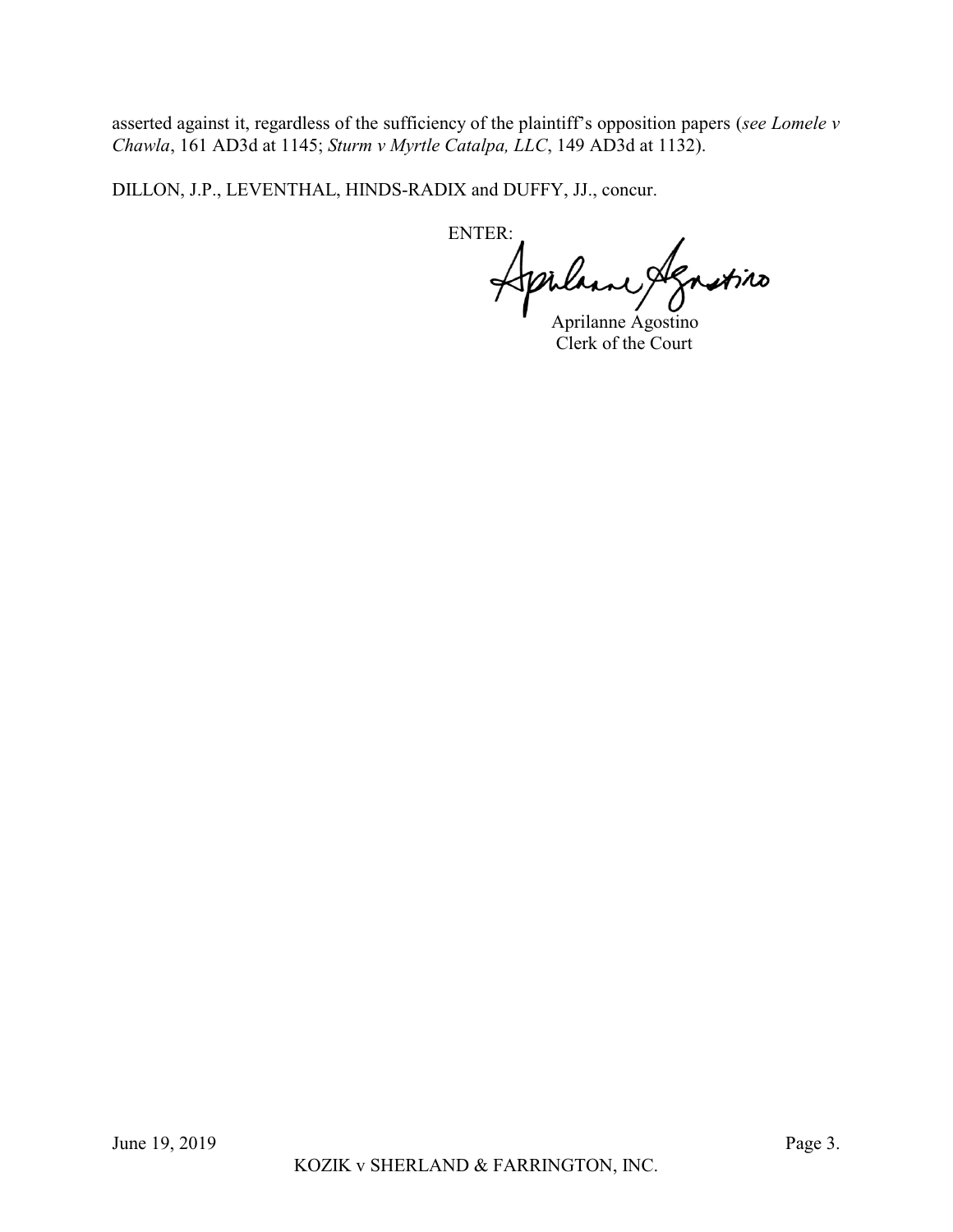asserted against it, regardless of the sufficiency of the plaintiff's opposition papers (*see Lomele v Chawla*, 161 AD3d at 1145; *Sturm v Myrtle Catalpa, LLC*, 149 AD3d at 1132).

DILLON, J.P., LEVENTHAL, HINDS-RADIX and DUFFY, JJ., concur.

ENTER:

Aprilanne Agostino
Clerk of the Court